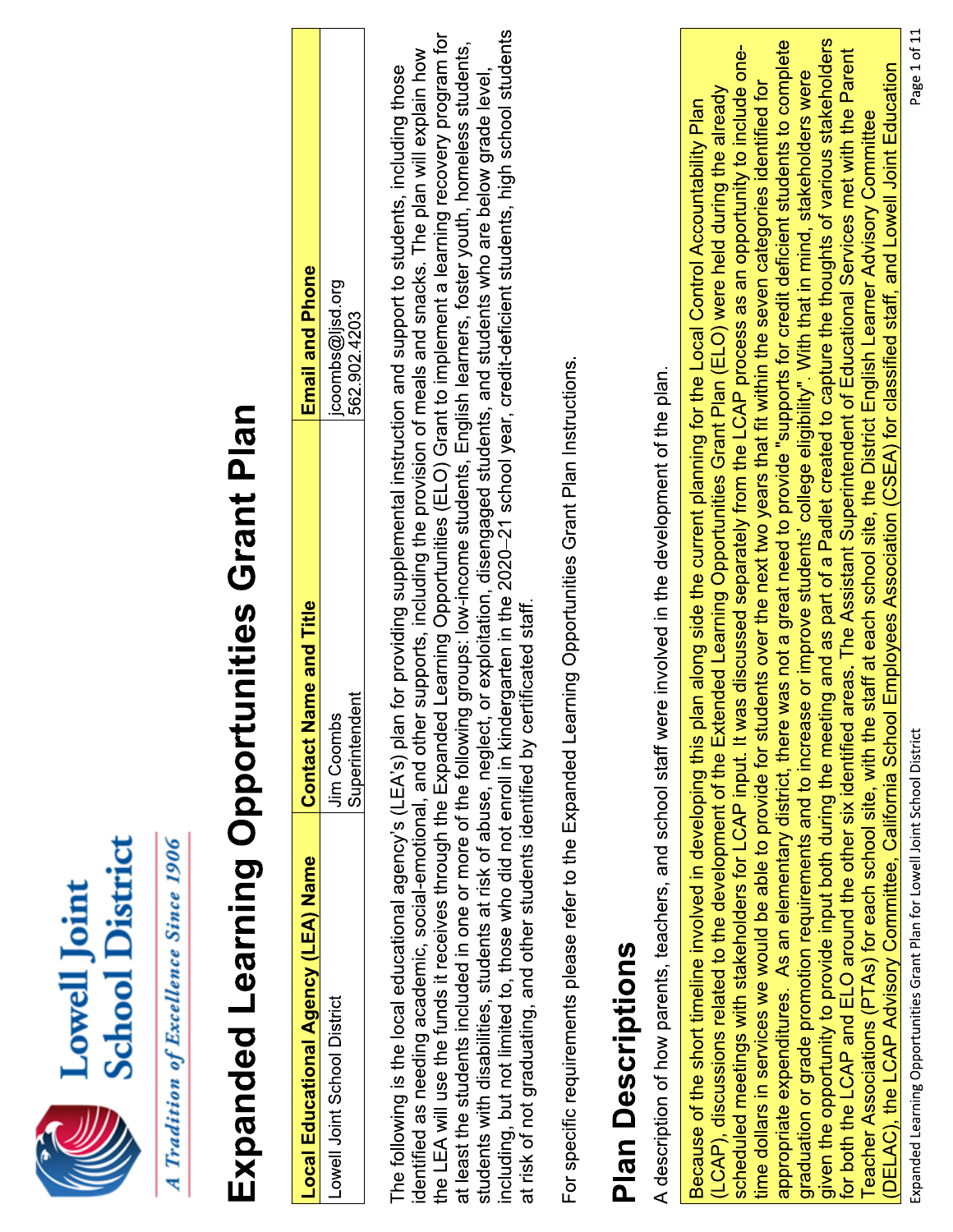Lowell Joint School District

*A Tradition of Excellence Since 1906*

# Expanded Learning Opportunities Grant Plan

| Local Educational Agency (LEA) Name | Contact Name and Title | Email and Phone |
| --- | --- | --- |
| Lowell Joint School District | Jim Coombs<br>Superintendent | jcoombs@ljsd.org<br>562.902.4203 |

The following is the local educational agency's (LEA's) plan for providing supplemental instruction and support to students, including those identified as needing academic, social-emotional, and other supports, including the provision of meals and snacks. The plan will explain how the LEA will use the funds it receives through the Expanded Learning Opportunities (ELO) Grant to implement a learning recovery program for at least the students included in one or more of the following groups: low-income students, English learners, foster youth, homeless students, students with disabilities, students at risk of abuse, neglect, or exploitation, disengaged students, and students who are below grade level, including, but not limited to, those who did not enroll in kindergarten in the 2020–21 school year, credit-deficient students, high school students at risk of not graduating, and other students identified by certificated staff.

For specific requirements please refer to the Expanded Learning Opportunities Grant Plan Instructions.

## Plan Descriptions

A description of how parents, teachers, and school staff were involved in the development of the plan.

Because of the short timeline involved in developing this plan along side the current planning for the Local Control Accountability Plan (LCAP), discussions related to the development of the Extended Learning Opportunities Grant Plan (ELO) were held during the already scheduled meetings with stakeholders for LCAP input. It was discussed separately from the LCAP process as an opportunity to include one-time dollars in services we would be able to provide for students over the next two years that fit within the seven categories identified for appropriate expenditures. As an elementary district, there was not a great need to provide "supports for credit deficient students to complete graduation or grade promotion requirements and to increase or improve students' college eligibility". With that in mind, stakeholders were given the opportunity to provide input both during the meeting and as part of a Padlet created to capture the thoughts of various stakeholders for both the LCAP and ELO around the other six identified areas. The Assistant Superintendent of Educational Services met with the Parent Teacher Associations (PTAs) for each school site, with the staff at each school site, the District English Learner Advisory Committee (DELAC), the LCAP Advisory Committee, California School Employees Association (CSEA) for classified staff, and Lowell Joint Education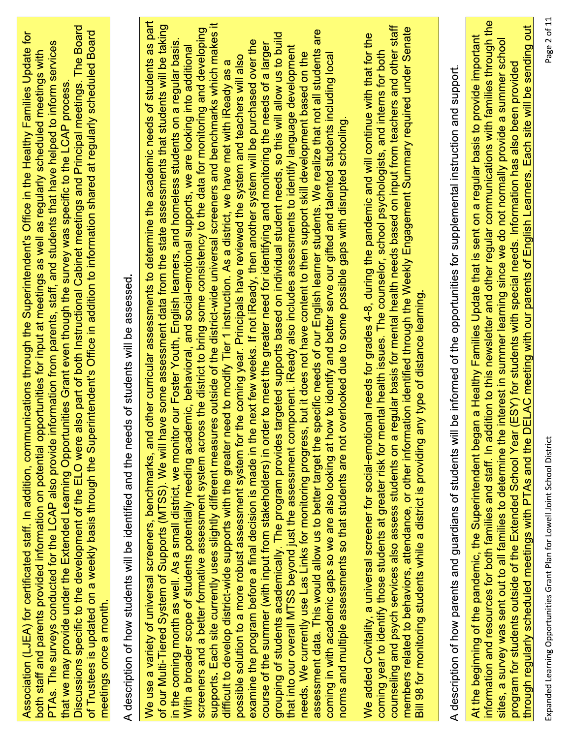Association (LJEA) for certificated staff. In addition, communications through the Superintendent's Office in the Healthy Families Update for both staff and parents provided information on potential opportunities for input at meetings as well as regularly scheduled meetings with PTAs. The surveys conducted for the LCAP also provide information from parents, staff, and students that have helped to inform services that we may provide under the Extended Learning Opportunities Grant even though the survey was specific to the LCAP process. Discussions specific to the development of the ELO were also part of both Instructional Cabinet meetings and Principal meetings. The Board of Trustees is updated on a weekly basis through the Superintendent's Office in addition to information shared at regularly scheduled Board meetings once a month.

A description of how students will be identified and the needs of students will be assessed.

We use a variety of universal screeners, benchmarks, and other curricular assessments to determine the academic needs of students as part of our Multi-Tiered System of Supports (MTSS). We will have some assessment data from the state assessments that students will be taking in the coming month as well. As a small district, we monitor our Foster Youth, English learners, and homeless students on a regular basis. With a broader scope of students potentially needing academic, behavioral, and social-emotional supports, we are looking into additional screeners and a better formative assessment system across the district to bring some consistency to the data for monitoring and developing supports. Each site currently uses slightly different measures outside of the district-wide universal screeners and benchmarks which makes it difficult to develop district-wide supports with the greater need to modify Tier 1 instruction. As a district, we have met with iReady as a possible solution to a more robust assessment system for the coming year. Principals have reviewed the system and teachers will also examine the program before a final decision is made in the next few weeks. If not iReady, then another system will be purchased over the course of the summer (with input from stakeholders) in order to meet the greater need for identifying and monitoring the needs of a larger grouping of students academically. The program provides targeted supports based on individual student needs, so this will allow us to build that into our overall MTSS beyond just the assessment component. iReady also includes assessments to identify language development needs. We currently use Las Links for monitoring progress, but it does not have content to then support skill development based on the assessment data. This would allow us to better target the specific needs of our English learner students. We realize that not all students are coming in with academic gaps so we are also looking at how to identify and better serve our gifted and talented students including local norms and multiple assessments so that students are not overlooked due to some possible gaps with disrupted schooling.

We added Covitality, a universal screener for social-emotional needs for grades 4-8, during the pandemic and will continue with that for the coming year to identify those students at greater risk for mental health issues. The counselor, school psychologists, and interns for both counseling and psych services also assess students on a regular basis for mental health needs based on input from teachers and other staff members related to behaviors, attendance, or other information identified through the Weekly Engagement Summary required under Senate Bill 98 for monitoring students while a district is providing any type of distance learning.

A description of how parents and guardians of students will be informed of the opportunities for supplemental instruction and support.

At the beginning of the pandemic, the Superintendent began a Healthy Families Update that is sent on a regular basis to provide important information and resources for both families and staff. In addition to this newsletter and other regular communications with families through the sites, a survey was sent out to all families to determine the interest in summer learning since we do not normally provide a summer school program for students outside of the Extended School Year (ESY) for students with special needs. Information has also been provided through regularly scheduled meetings with PTAs and the DELAC meeting with our parents of English Learners. Each site will be sending out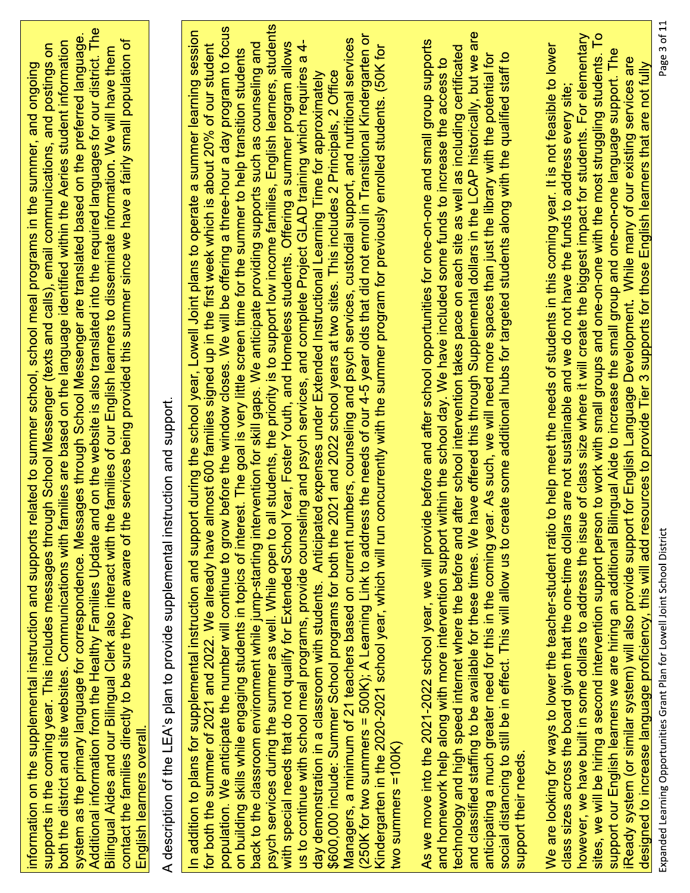information on the supplemental instruction and supports related to summer school, school meal programs in the summer, and ongoing supports in the coming year. This includes messages through School Messenger (texts and calls), email communications, and postings on both the district and site websites. Communications with families are based on the language identified within the Aeries student information system as the primary language for correspondence. Messages through School Messenger are translated based on the preferred language. Additional information from the Healthy Families Update and on the website is also translated into the required languages for our district. The Bilingual Aides and our Bilingual Clerk also interact with the families of our English learners to disseminate information. We will have them contact the families directly to be sure they are aware of the services being provided this summer since we have a fairly small population of English learners overall.

A description of the LEA's plan to provide supplemental instruction and support.

In addition to plans for supplemental instruction and support during the school year, Lowell Joint plans to operate a summer learning session for both the summer of 2021 and 2022. We already have almost 600 families signed up in the first week which is about 20% of our student population. We anticipate the number will continue to grow before the window closes. We will be offering a three-hour a day program to focus on building skills while engaging students in topics of interest. The goal is very little screen time for the summer to help transition students back to the classroom environment while jump-starting intervention for skill gaps. We anticipate providing supports such as counseling and psych services during the summer as well. While open to all students, the priority is to support low income families, English learners, students with special needs that do not qualify for Extended School Year, Foster Youth, and Homeless students. Offering a summer program allows us to continue with school meal programs, provide counseling and psych services, and complete Project GLAD training which requires a 4-day demonstration in a classroom with students. Anticipated expenses under Extended Instructional Learning Time for approximately $600,000 include: Summer School programs for both the 2021 and 2022 school years at two sites. This includes 2 Principals, 2 Office Managers, a minimum of 21 teachers based on current numbers, counseling and psych services, custodial support, and nutritional services (250K for two summers = 500K); A Learning Link to address the needs of our 4-5 year olds that did not enroll in Transitional Kindergarten or Kindergarten in the 2020-2021 school year, which will run concurrently with the summer program for previously enrolled students. (50K for two summers =100K)

As we move into the 2021-2022 school year, we will provide before and after school opportunities for one-on-one and small group supports and homework help along with more intervention support within the school day. We have included some funds to increase the access to technology and high speed internet where the before and after school intervention takes pace on each site as well as including certificated and classified staffing to be available for these times. We have offered this through Supplemental dollars in the LCAP historically, but we are anticipating a much greater need for this in the coming year. As such, we will need more spaces than just the library with the potential for social distancing to still be in effect. This will allow us to create some additional hubs for targeted students along with the qualified staff to support their needs.

We are looking for ways to lower the teacher-student ratio to help meet the needs of students in this coming year. It is not feasible to lower class sizes across the board given that the one-time dollars are not sustainable and we do not have the funds to address every site; however, we have built in some dollars to address the issue of class size where it will create the biggest impact for students. For elementary sites, we will be hiring a second intervention support person to work with small groups and one-on-one with the most struggling students. To support our English learners we are hiring an additional Bilingual Aide to increase the small group and one-on-one language support. The iReady system (or similar system) will also provide support for English Language Development. While many of our existing services are designed to increase language proficiency, this will add resources to provide Tier 3 supports for those English learners that are not fully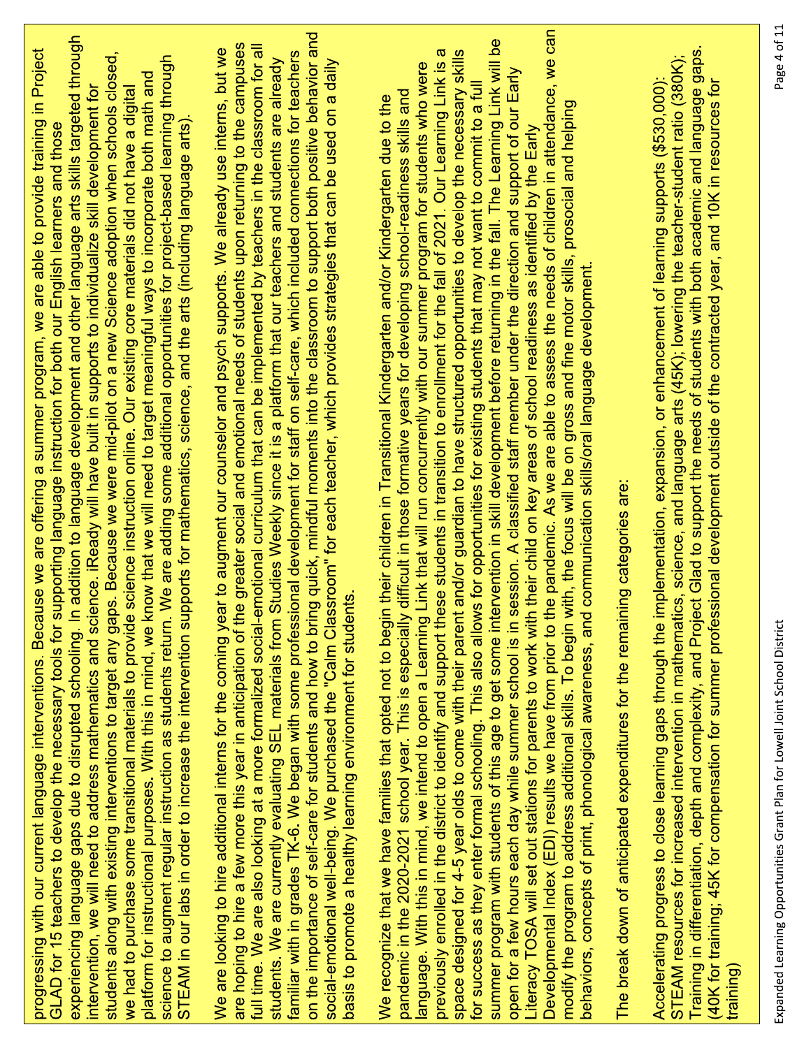progressing with our current language interventions. Because we are offering a summer program, we are able to provide training in Project GLAD for 15 teachers to develop the necessary tools for supporting language instruction for both our English learners and those experiencing language gaps due to disrupted schooling. In addition to language development and other language arts skills targeted through intervention, we will need to address mathematics and science. iReady will have built in supports to individualize skill development for students along with existing interventions to target any gaps. Because we were mid-pilot on a new Science adoption when schools closed, we had to purchase some transitional materials to provide science instruction online. Our existing core materials did not have a digital platform for instructional purposes. With this in mind, we know that we will need to target meaningful ways to incorporate both math and science to augment regular instruction as students return. We are adding some additional opportunities for project-based learning through STEAM in our labs in order to increase the intervention supports for mathematics, science, and the arts (including language arts).

We are looking to hire additional interns for the coming year to augment our counselor and psych supports. We already use interns, but we are hoping to hire a few more this year in anticipation of the greater social and emotional needs of students upon returning to the campuses full time. We are also looking at a more formalized social-emotional curriculum that can be implemented by teachers in the classroom for all students. We are currently evaluating SEL materials from Studies Weekly since it is a platform that our teachers and students are already familiar with in grades TK-6. We began with some professional development for staff on self-care, which included connections for teachers on the importance of self-care for students and how to bring quick, mindful moments into the classroom to support both positive behavior and social-emotional well-being. We purchased the "Calm Classroom" for each teacher, which provides strategies that can be used on a daily basis to promote a healthy learning environment for students.

We recognize that we have families that opted not to begin their children in Transitional Kindergarten and/or Kindergarten due to the pandemic in the 2020-2021 school year. This is especially difficult in those formative years for developing school-readiness skills and language. With this in mind, we intend to open a Learning Link that will run concurrently with our summer program for students who were previously enrolled in the district to identify and support these students in transition to enrollment for the fall of 2021. Our Learning Link is a space designed for 4-5 year olds to come with their parent and/or guardian to have structured opportunities to develop the necessary skills for success as they enter formal schooling. This also allows for opportunities for existing students that may not want to commit to a full summer program with students of this age to get some intervention in skill development before returning in the fall. The Learning Link will be open for a few hours each day while summer school is in session. A classified staff member under the direction and support of our Early Literacy TOSA will set out stations for parents to work with their child on key areas of school readiness as identified by the Early Developmental Index (EDI) results we have from prior to the pandemic. As we are able to assess the needs of children in attendance, we can modify the program to address additional skills. To begin with, the focus will be on gross and fine motor skills, prosocial and helping behaviors, concepts of print, phonological awareness, and communication skills/oral language development.

The break down of anticipated expenditures for the remaining categories are:

Accelerating progress to close learning gaps through the implementation, expansion, or enhancement of learning supports ($530,000): STEAM resources for increased intervention in mathematics, science, and language arts (45K); lowering the teacher-student ratio (380K); Training in differentiation, depth and complexity, and Project Glad to support the needs of students with both academic and language gaps. (40K for training; 45K for compensation for summer professional development outside of the contracted year, and 10K in resources for training)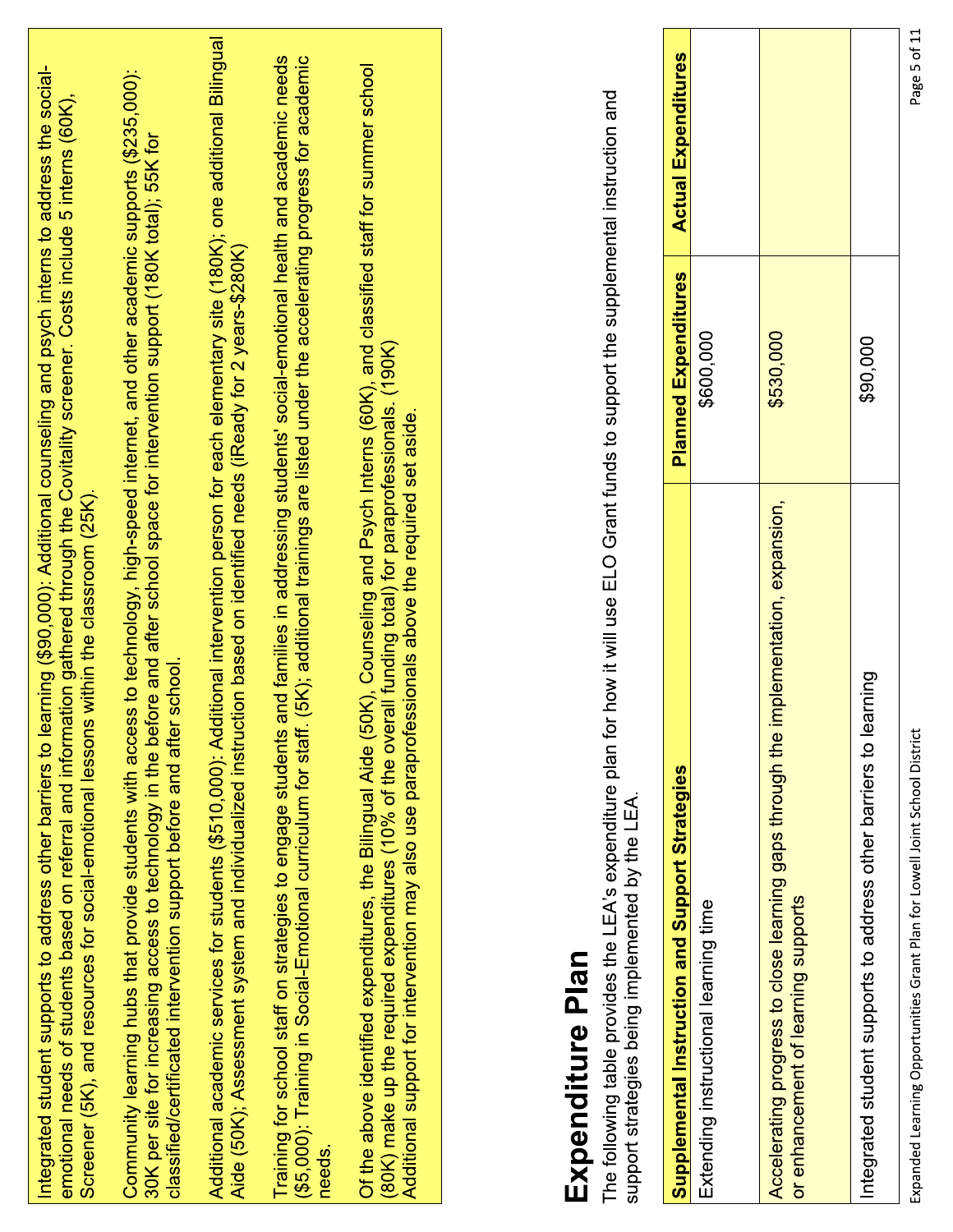Integrated student supports to address other barriers to learning ($90,000): Additional counseling and psych interns to address the social-emotional needs of students based on referral and information gathered through the Covitality screener. Costs include 5 interns (60K), Screener (5K), and resources for social-emotional lessons within the classroom (25K).

Community learning hubs that provide students with access to technology, high-speed internet, and other academic supports ($235,000): 30K per site for increasing access to technology in the before and after school space for intervention support (180K total); 55K for classified/certificated intervention support before and after school.

Additional academic services for students ($510,000): Additional intervention person for each elementary site (180K); one additional Bilingual Aide (50K); Assessment system and individualized instruction based on identified needs (iReady for 2 years-$280K)

Training for school staff on strategies to engage students and families in addressing students' social-emotional health and academic needs ($5,000): Training in Social-Emotional curriculum for staff. (5K); additional trainings are listed under the accelerating progress for academic needs.

Of the above identified expenditures, the Bilingual Aide (50K), Counseling and Psych Interns (60K), and classified staff for summer school (80K) make up the required expenditures (10% of the overall funding total) for paraprofessionals. (190K) Additional support for intervention may also use paraprofessionals above the required set aside.

# Expenditure Plan

The following table provides the LEA's expenditure plan for how it will use ELO Grant funds to support the supplemental instruction and support strategies being implemented by the LEA.

| Supplemental Instruction and Support Strategies | Planned Expenditures | Actual Expenditures |
|---|---|---|
| Extending instructional learning time | $600,000 | |
| Accelerating progress to close learning gaps through the implementation, expansion, or enhancement of learning supports | $530,000 | |
| Integrated student supports to address other barriers to learning | $90,000 | |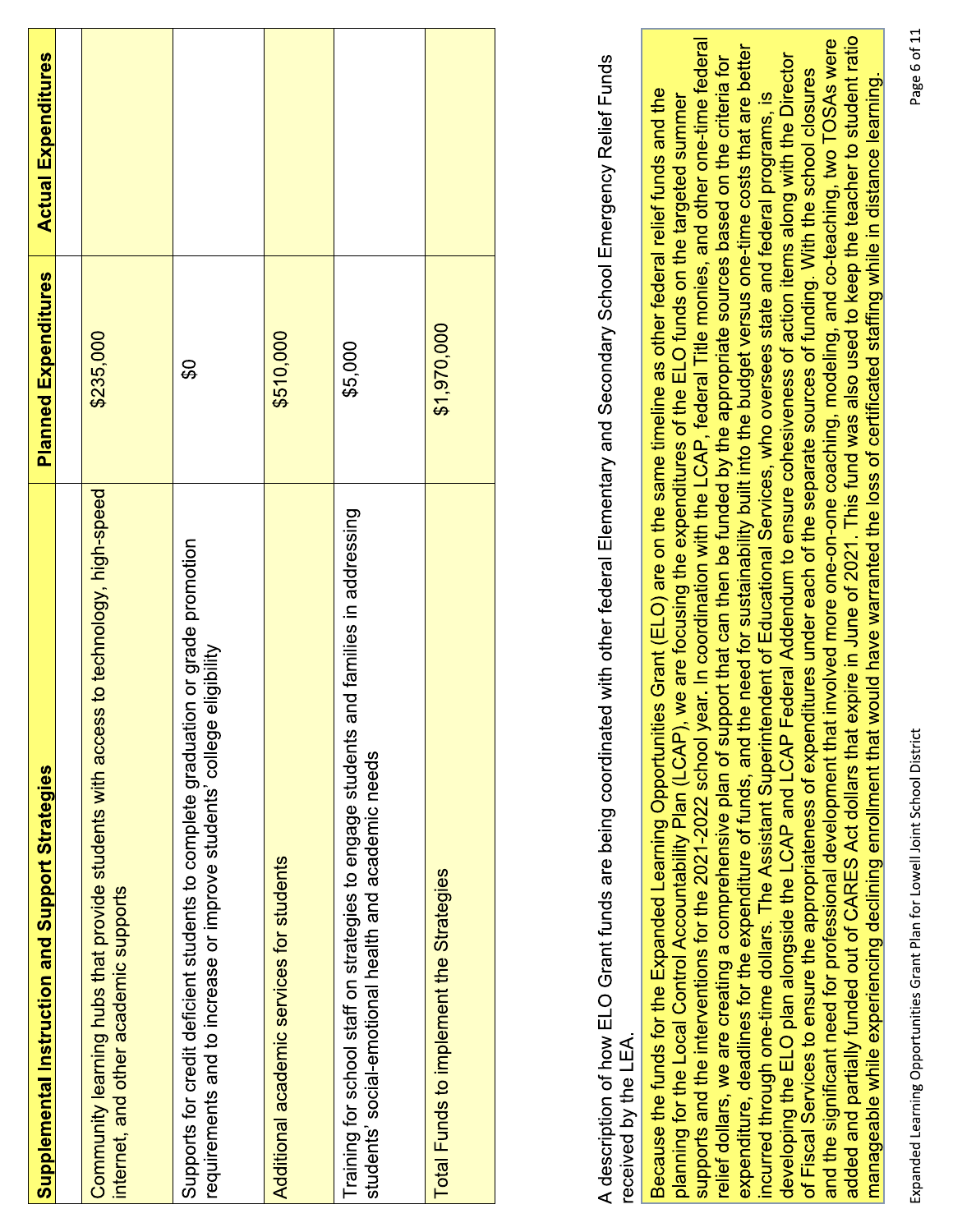| Supplemental Instruction and Support Strategies | Planned Expenditures | Actual Expenditures |
|---|---|---|
| | | |
| Community learning hubs that provide students with access to technology, high-speed internet, and other academic supports | $235,000 | |
| Supports for credit deficient students to complete graduation or grade promotion requirements and to increase or improve students' college eligibility | $0 | |
| Additional academic services for students | $510,000 | |
| Training for school staff on strategies to engage students and families in addressing students' social-emotional health and academic needs | $5,000 | |
| Total Funds to implement the Strategies | $1,970,000 | |

A description of how ELO Grant funds are being coordinated with other federal Elementary and Secondary School Emergency Relief Funds received by the LEA.

Because the funds for the Expanded Learning Opportunities Grant (ELO) are on the same timeline as other federal relief funds and the planning for the Local Control Accountability Plan (LCAP), we are focusing the expenditures of the ELO funds on the targeted summer supports and the interventions for the 2021-2022 school year. In coordination with the LCAP, federal Title monies, and other one-time federal relief dollars, we are creating a comprehensive plan of support that can then be funded by the appropriate sources based on the criteria for expenditure, deadlines for the expenditure of funds, and the need for sustainability built into the budget versus one-time costs that are better incurred through one-time dollars. The Assistant Superintendent of Educational Services, who oversees state and federal programs, is developing the ELO plan alongside the LCAP and LCAP Federal Addendum to ensure cohesiveness of action items along with the Director of Fiscal Services to ensure the appropriateness of expenditures under each of the separate sources of funding. With the school closures and the significant need for professional development that involved more one-on-one coaching, modeling, and co-teaching, two TOSAs were added and partially funded out of CARES Act dollars that expire in June of 2021. This fund was also used to keep the teacher to student ratio manageable while experiencing declining enrollment that would have warranted the loss of certificated staffing while in distance learning.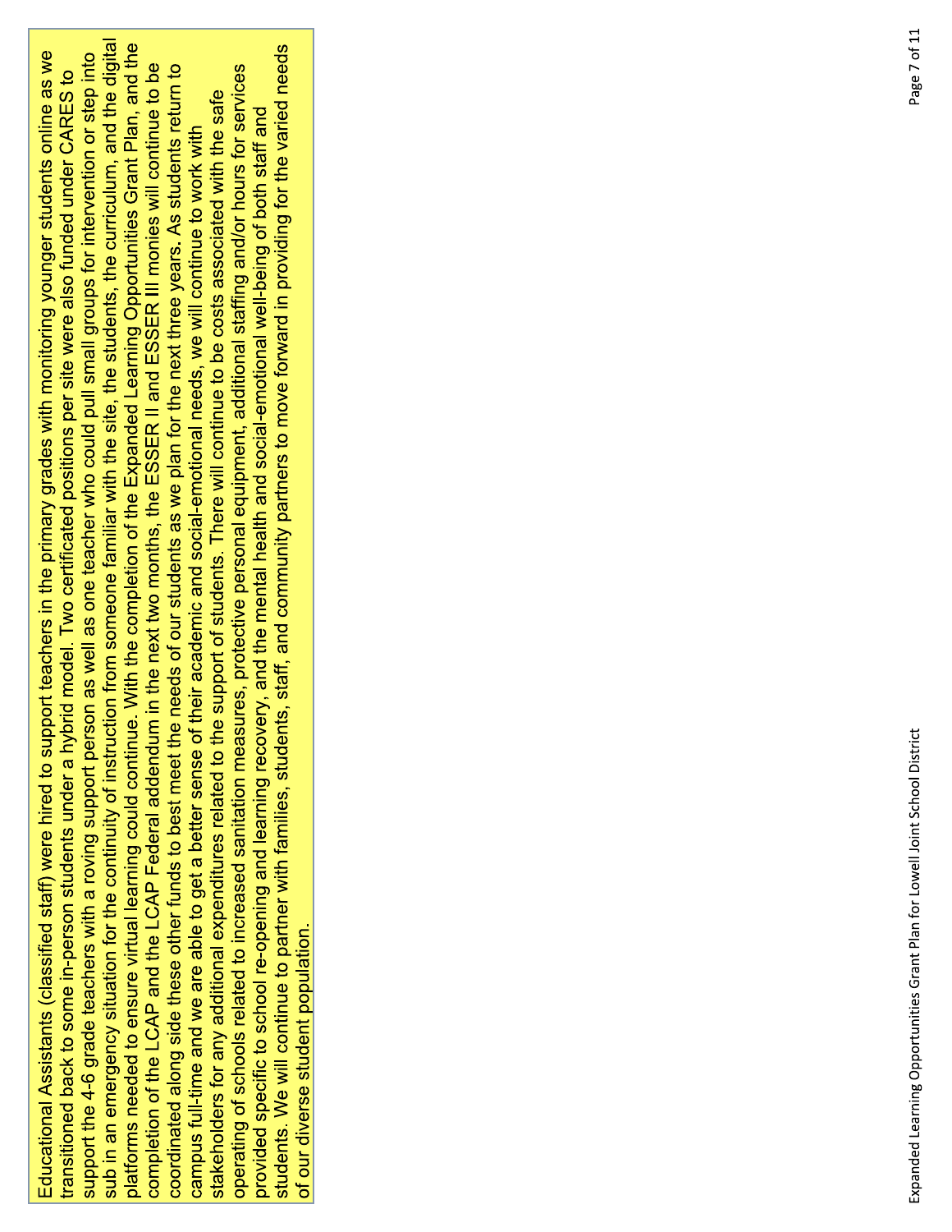Educational Assistants (classified staff) were hired to support teachers in the primary grades with monitoring younger students online as we transitioned back to some in-person students under a hybrid model. Two certificated positions per site were also funded under CARES to support the 4-6 grade teachers with a roving support person as well as one teacher who could pull small groups for intervention or step into sub in an emergency situation for the continuity of instruction from someone familiar with the site, the students, the curriculum, and the digital platforms needed to ensure virtual learning could continue. With the completion of the Expanded Learning Opportunities Grant Plan, and the completion of the LCAP and the LCAP Federal addendum in the next two months, the ESSER II and ESSER III monies will continue to be coordinated along side these other funds to best meet the needs of our students as we plan for the next three years. As students return to campus full-time and we are able to get a better sense of their academic and social-emotional needs, we will continue to work with stakeholders for any additional expenditures related to the support of students. There will continue to be costs associated with the safe operating of schools related to increased sanitation measures, protective personal equipment, additional staffing and/or hours for services provided specific to school re-opening and learning recovery, and the mental health and social-emotional well-being of both staff and students. We will continue to partner with families, students, staff, and community partners to move forward in providing for the varied needs of our diverse student population.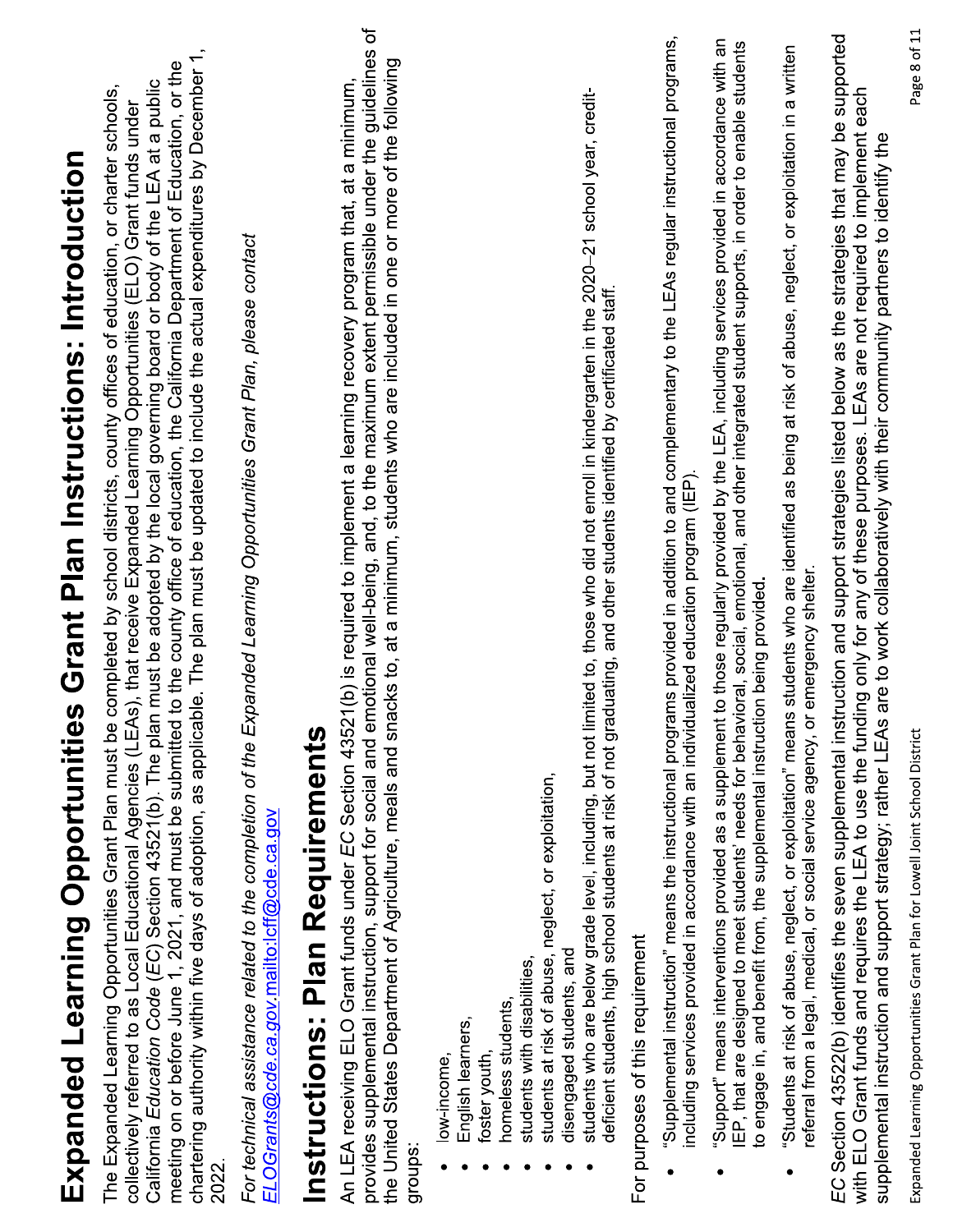# Expanded Learning Opportunities Grant Plan Instructions: Introduction

The Expanded Learning Opportunities Grant Plan must be completed by school districts, county offices of education, or charter schools, collectively referred to as Local Educational Agencies (LEAs), that receive Expanded Learning Opportunities (ELO) Grant funds under California *Education Code* (*EC*) Section 43521(b). The plan must be adopted by the local governing board or body of the LEA at a public meeting on or before June 1, 2021, and must be submitted to the county office of education, the California Department of Education, or the chartering authority within five days of adoption, as applicable. The plan must be updated to include the actual expenditures by December 1, 2022.

*For technical assistance related to the completion of the Expanded Learning Opportunities Grant Plan, please contact* *ELOGrants@cde.ca.gov*.mailto:lcff@cde.ca.gov

# Instructions: Plan Requirements

An LEA receiving ELO Grant funds under *EC* Section 43521(b) is required to implement a learning recovery program that, at a minimum, provides supplemental instruction, support for social and emotional well-being, and, to the maximum extent permissible under the guidelines of the United States Department of Agriculture, meals and snacks to, at a minimum, students who are included in one or more of the following groups:

- low-income,
- English learners,
- foster youth,
- homeless students,
- students with disabilities,
- students at risk of abuse, neglect, or exploitation,
- disengaged students, and
- students who are below grade level, including, but not limited to, those who did not enroll in kindergarten in the 2020–21 school year, credit-deficient students, high school students at risk of not graduating, and other students identified by certificated staff.

For purposes of this requirement

- "Supplemental instruction" means the instructional programs provided in addition to and complementary to the LEAs regular instructional programs, including services provided in accordance with an individualized education program (IEP).
- "Support" means interventions provided as a supplement to those regularly provided by the LEA, including services provided in accordance with an IEP, that are designed to meet students' needs for behavioral, social, emotional, and other integrated student supports, in order to enable students to engage in, and benefit from, the supplemental instruction being provided.
- "Students at risk of abuse, neglect, or exploitation" means students who are identified as being at risk of abuse, neglect, or exploitation in a written referral from a legal, medical, or social service agency, or emergency shelter.

*EC* Section 43522(b) identifies the seven supplemental instruction and support strategies listed below as the strategies that may be supported with ELO Grant funds and requires the LEA to use the funding only for any of these purposes. LEAs are not required to implement each supplemental instruction and support strategy; rather LEAs are to work collaboratively with their community partners to identify the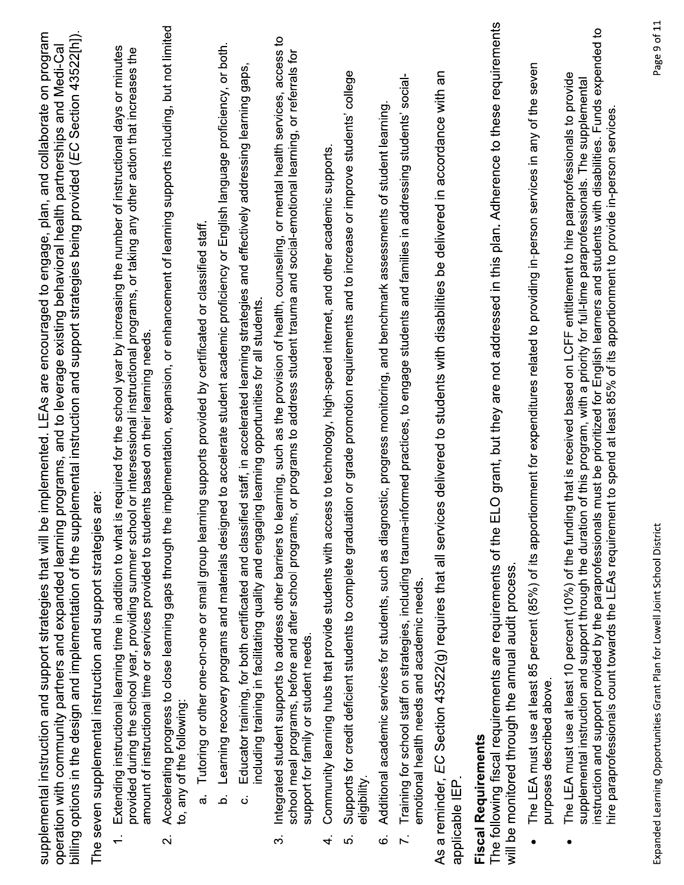supplemental instruction and support strategies that will be implemented. LEAs are encouraged to engage, plan, and collaborate on program operation with community partners and expanded learning programs, and to leverage existing behavioral health partnerships and Medi-Cal billing options in the design and implementation of the supplemental instruction and support strategies being provided (*EC* Section 43522[h]).

The seven supplemental instruction and support strategies are:

1. Extending instructional learning time in addition to what is required for the school year by increasing the number of instructional days or minutes provided during the school year, providing summer school or intersessional instructional programs, or taking any other action that increases the amount of instructional time or services provided to students based on their learning needs.
2. Accelerating progress to close learning gaps through the implementation, expansion, or enhancement of learning supports including, but not limited to, any of the following:
   a. Tutoring or other one-on-one or small group learning supports provided by certificated or classified staff.
   b. Learning recovery programs and materials designed to accelerate student academic proficiency or English language proficiency, or both.
   c. Educator training, for both certificated and classified staff, in accelerated learning strategies and effectively addressing learning gaps, including training in facilitating quality and engaging learning opportunities for all students.
3. Integrated student supports to address other barriers to learning, such as the provision of health, counseling, or mental health services, access to school meal programs, before and after school programs, or programs to address student trauma and social-emotional learning, or referrals for support for family or student needs.
4. Community learning hubs that provide students with access to technology, high-speed internet, and other academic supports.
5. Supports for credit deficient students to complete graduation or grade promotion requirements and to increase or improve students' college eligibility.
6. Additional academic services for students, such as diagnostic, progress monitoring, and benchmark assessments of student learning.
7. Training for school staff on strategies, including trauma-informed practices, to engage students and families in addressing students' social-emotional health needs and academic needs.

As a reminder, *EC* Section 43522(g) requires that all services delivered to students with disabilities be delivered in accordance with an applicable IEP.

**Fiscal Requirements**

The following fiscal requirements are requirements of the ELO grant, but they are not addressed in this plan. Adherence to these requirements will be monitored through the annual audit process.

- The LEA must use at least 85 percent (85%) of its apportionment for expenditures related to providing in-person services in any of the seven purposes described above.
- The LEA must use at least 10 percent (10%) of the funding that is received based on LCFF entitlement to hire paraprofessionals to provide supplemental instruction and support through the duration of this program, with a priority for full-time paraprofessionals. The supplemental instruction and support provided by the paraprofessionals must be prioritized for English learners and students with disabilities. Funds expended to hire paraprofessionals count towards the LEAs requirement to spend at least 85% of its apportionment to provide in-person services.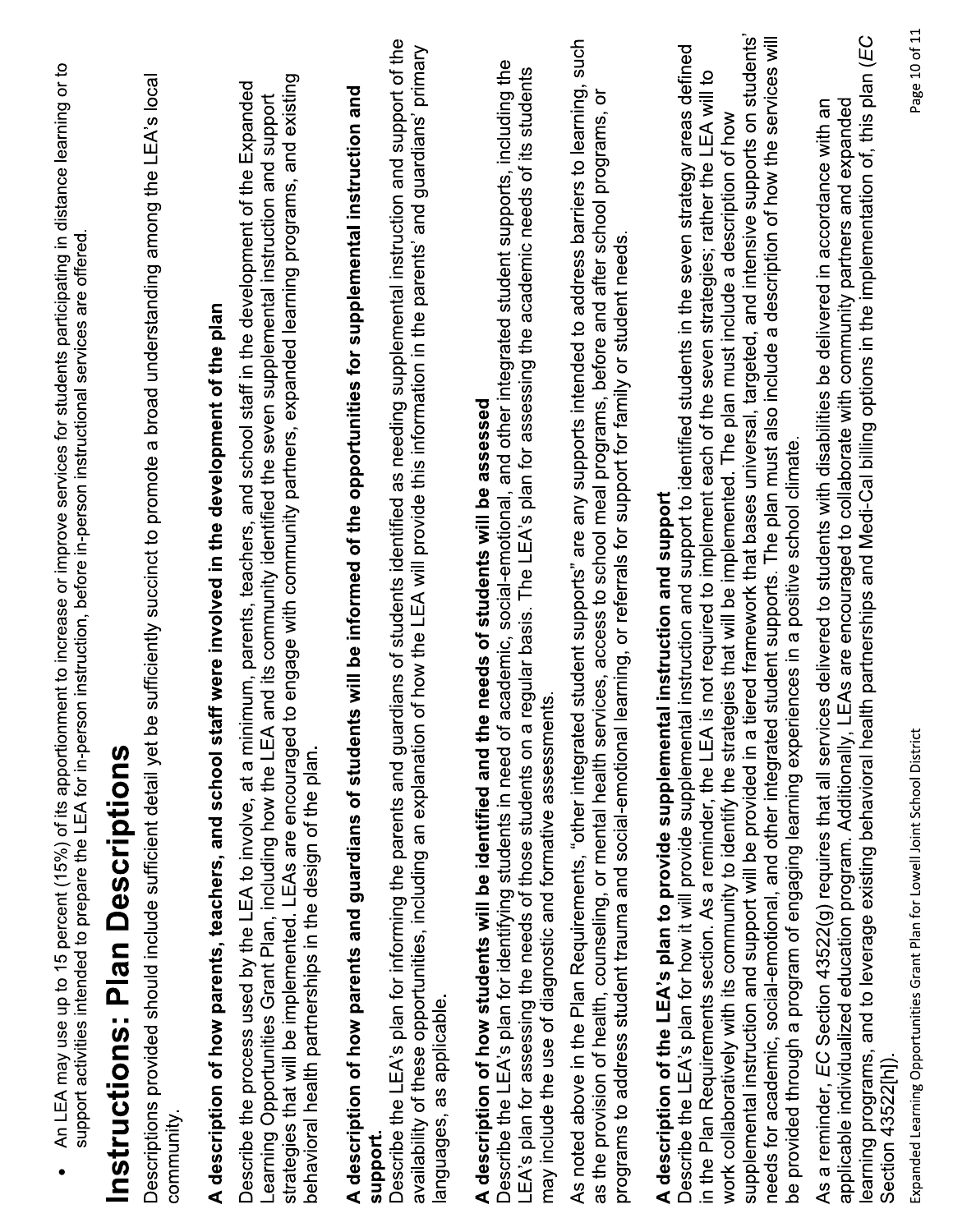- An LEA may use up to 15 percent (15%) of its apportionment to increase or improve services for students participating in distance learning or to support activities intended to prepare the LEA for in-person instruction, before in-person instructional services are offered.

# Instructions: Plan Descriptions

Descriptions provided should include sufficient detail yet be sufficiently succinct to promote a broad understanding among the LEA's local community.

**A description of how parents, teachers, and school staff were involved in the development of the plan**

Describe the process used by the LEA to involve, at a minimum, parents, teachers, and school staff in the development of the Expanded Learning Opportunities Grant Plan, including how the LEA and its community identified the seven supplemental instruction and support strategies that will be implemented. LEAs are encouraged to engage with community partners, expanded learning programs, and existing behavioral health partnerships in the design of the plan.

**A description of how parents and guardians of students will be informed of the opportunities for supplemental instruction and support.**

Describe the LEA's plan for informing the parents and guardians of students identified as needing supplemental instruction and support of the availability of these opportunities, including an explanation of how the LEA will provide this information in the parents' and guardians' primary languages, as applicable.

**A description of how students will be identified and the needs of students will be assessed**

Describe the LEA's plan for identifying students in need of academic, social-emotional, and other integrated student supports, including the LEA's plan for assessing the needs of those students on a regular basis. The LEA's plan for assessing the academic needs of its students may include the use of diagnostic and formative assessments.

As noted above in the Plan Requirements, "other integrated student supports" are any supports intended to address barriers to learning, such as the provision of health, counseling, or mental health services, access to school meal programs, before and after school programs, or programs to address student trauma and social-emotional learning, or referrals for support for family or student needs.

**A description of the LEA's plan to provide supplemental instruction and support**

Describe the LEA's plan for how it will provide supplemental instruction and support to identified students in the seven strategy areas defined in the Plan Requirements section. As a reminder, the LEA is not required to implement each of the seven strategies; rather the LEA will to work collaboratively with its community to identify the strategies that will be implemented. The plan must include a description of how supplemental instruction and support will be provided in a tiered framework that bases universal, targeted, and intensive supports on students' needs for academic, social-emotional, and other integrated student supports. The plan must also include a description of how the services will be provided through a program of engaging learning experiences in a positive school climate.

As a reminder, *EC* Section 43522(g) requires that all services delivered to students with disabilities be delivered in accordance with an applicable individualized education program. Additionally, LEAs are encouraged to collaborate with community partners and expanded learning programs, and to leverage existing behavioral health partnerships and Medi-Cal billing options in the implementation of, this plan (*EC* Section 43522[h]).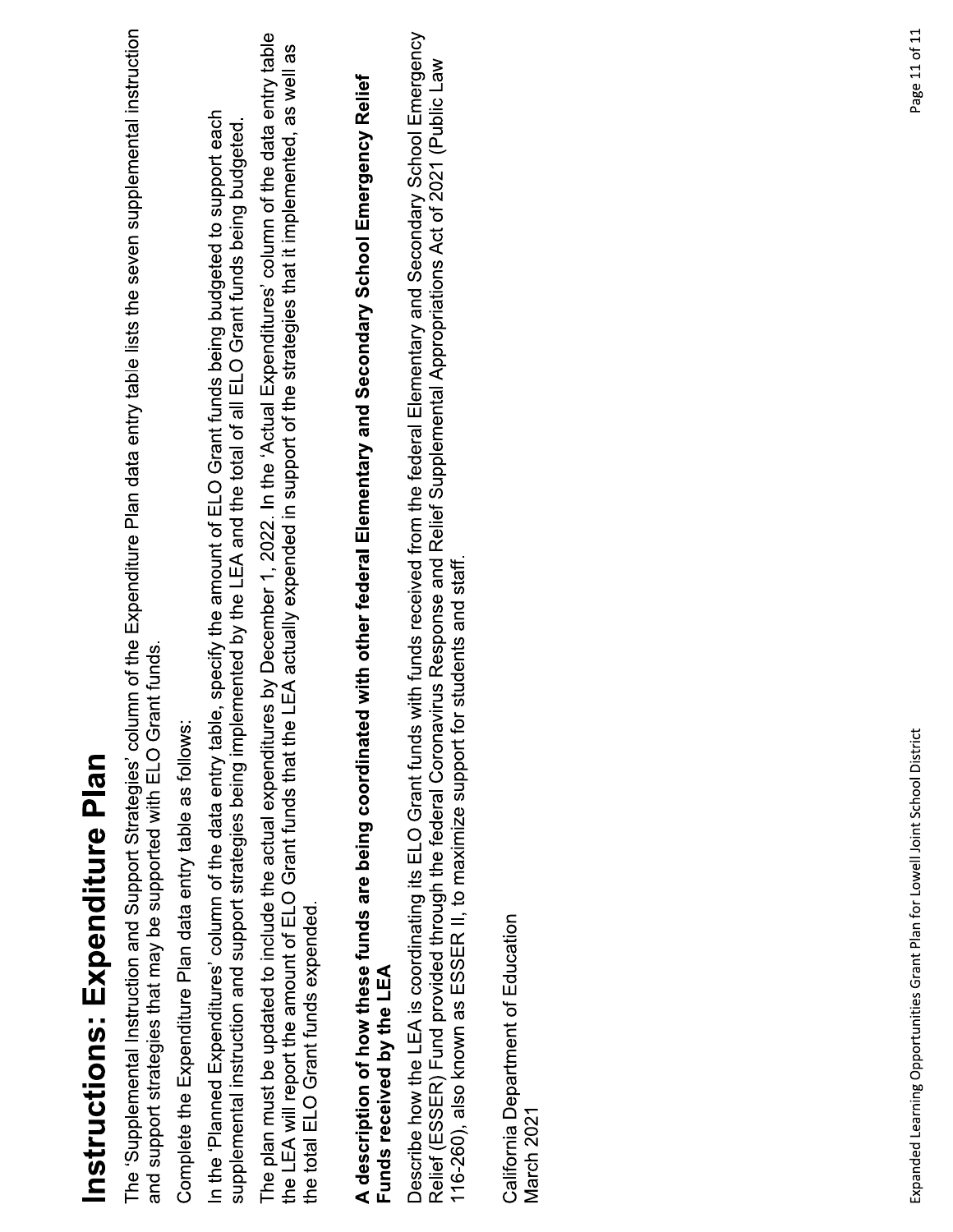# Instructions: Expenditure Plan

The 'Supplemental Instruction and Support Strategies' column of the Expenditure Plan data entry table lists the seven supplemental instruction and support strategies that may be supported with ELO Grant funds.

Complete the Expenditure Plan data entry table as follows:

In the 'Planned Expenditures' column of the data entry table, specify the amount of ELO Grant funds being budgeted to support each supplemental instruction and support strategies being implemented by the LEA and the total of all ELO Grant funds being budgeted.

The plan must be updated to include the actual expenditures by December 1, 2022. In the 'Actual Expenditures' column of the data entry table the LEA will report the amount of ELO Grant funds that the LEA actually expended in support of the strategies that it implemented, as well as the total ELO Grant funds expended.

**A description of how these funds are being coordinated with other federal Elementary and Secondary School Emergency Relief Funds received by the LEA**

Describe how the LEA is coordinating its ELO Grant funds with funds received from the federal Elementary and Secondary School Emergency Relief (ESSER) Fund provided through the federal Coronavirus Response and Relief Supplemental Appropriations Act of 2021 (Public Law 116-260), also known as ESSER II, to maximize support for students and staff.

California Department of Education
March 2021